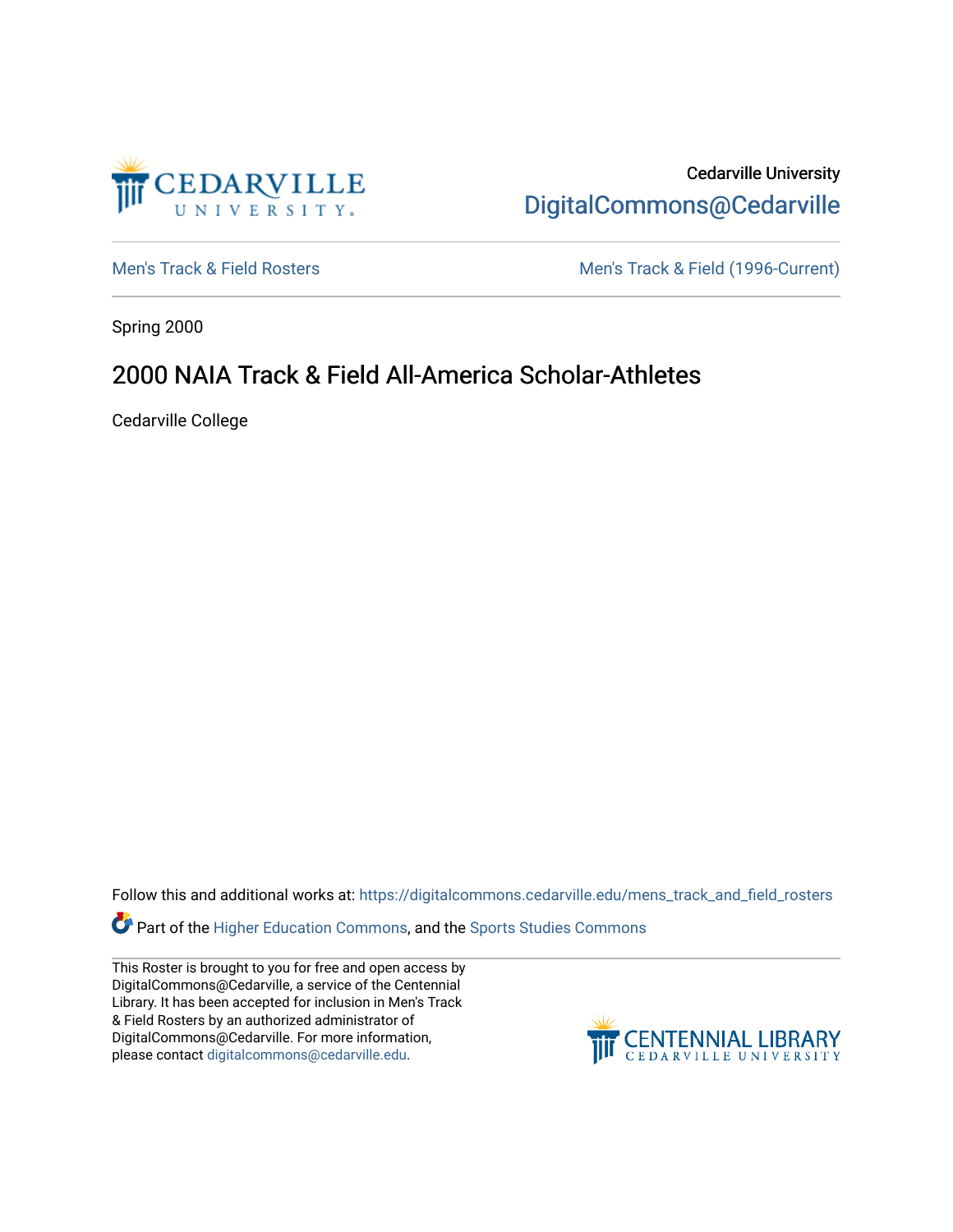Cedarville University
DigitalCommons@Cedarville

Men's Track & Field Rosters | Men's Track & Field (1996-Current)

Spring 2000

# 2000 NAIA Track & Field All-America Scholar-Athletes

Cedarville College

Follow this and additional works at: https://digitalcommons.cedarville.edu/mens_track_and_field_rosters

Part of the Higher Education Commons, and the Sports Studies Commons

This Roster is brought to you for free and open access by DigitalCommons@Cedarville, a service of the Centennial Library. It has been accepted for inclusion in Men's Track & Field Rosters by an authorized administrator of DigitalCommons@Cedarville. For more information, please contact digitalcommons@cedarville.edu.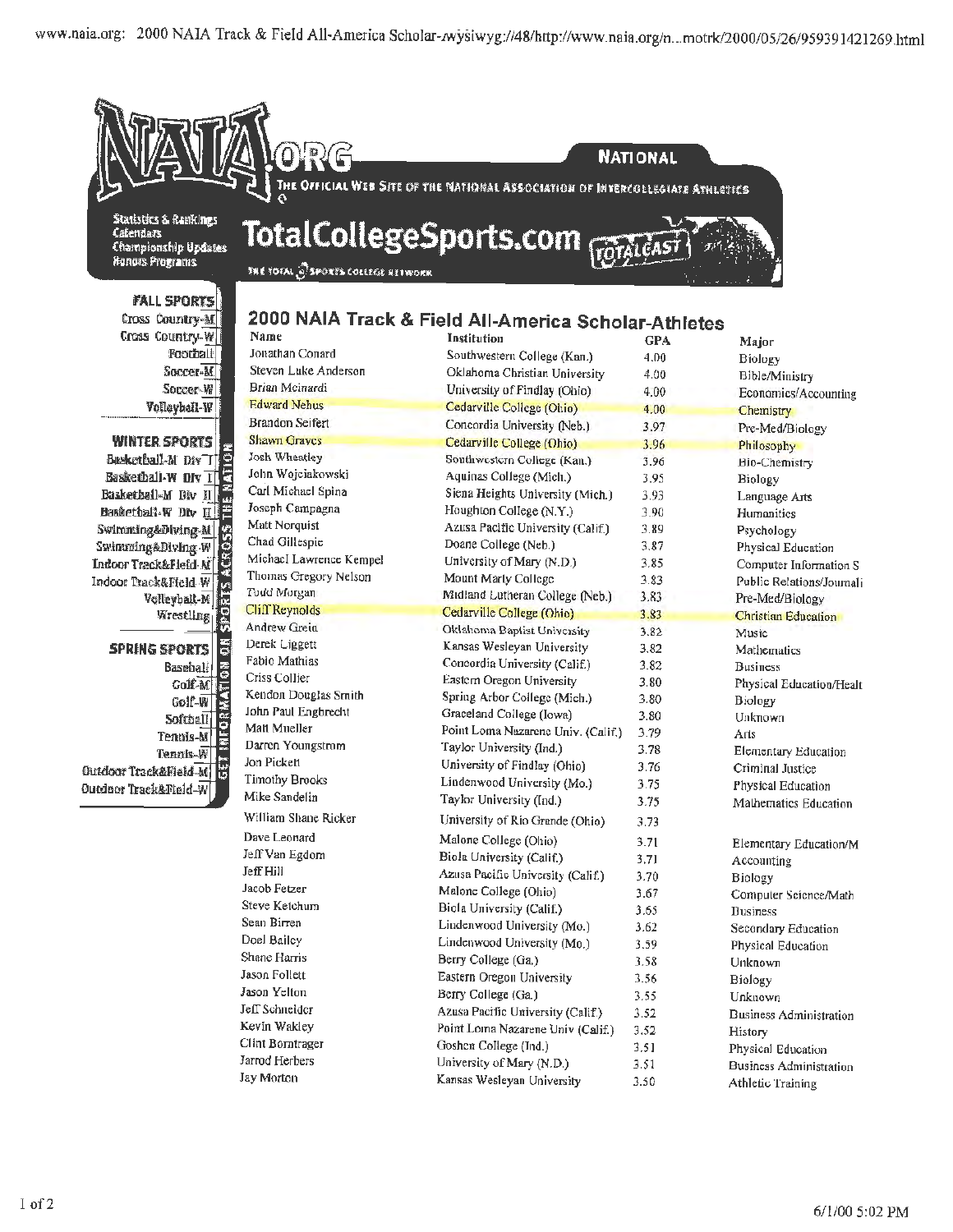# 2000 NAIA Track & Field All-America Scholar-Athletes

| Name | Institution | GPA | Major |
|---|---|---|---|
| Jonathan Conard | Southwestern College (Kan.) | 4.00 | Biology |
| Steven Luke Anderson | Oklahoma Christian University | 4.00 | Bible/Ministry |
| Brian Mcinardi | University of Findlay (Ohio) | 4.00 | Economics/Accounting |
| Edward Nehus | Cedarville College (Ohio) | 4.00 | Chemistry |
| Brandon Seifert | Concordia University (Neb.) | 3.97 | Pre-Med/Biology |
| Shawn Graves | Cedarville College (Ohio) | 3.96 | Philosophy |
| Josh Wheatley | Southwestern College (Kan.) | 3.96 | Bio-Chemistry |
| John Wojciakowski | Aquinas College (Mich.) | 3.95 | Biology |
| Carl Michael Spina | Siena Heights University (Mich.) | 3.93 | Language Arts |
| Joseph Campagna | Houghton College (N.Y.) | 3.90 | Humanities |
| Matt Norquist | Azusa Pacific University (Calif.) | 3.89 | Psychology |
| Chad Gillespie | Doane College (Neb.) | 3.87 | Physical Education |
| Michael Lawrence Kempel | University of Mary (N.D.) | 3.85 | Computer Information S |
| Thomas Gregory Nelson | Mount Marty College | 3.83 | Public Relations/Journali |
| Todd Morgan | Midland Lutheran College (Neb.) | 3.83 | Pre-Med/Biology |
| Cliff Reynolds | Cedarville College (Ohio) | 3.83 | Christian Education |
| Andrew Grein | Oklahoma Baptist University | 3.82 | Music |
| Derek Liggett | Kansas Wesleyan University | 3.82 | Mathematics |
| Fabio Mathias | Concordia University (Calif.) | 3.82 | Business |
| Criss Collier | Eastern Oregon University | 3.80 | Physical Education/Healt |
| Kendon Douglas Smith | Spring Arbor College (Mich.) | 3.80 | Biology |
| John Paul Enghrecht | Graceland College (Iowa) | 3.80 | Unknown |
| Matt Mueller | Point Loma Nazarene Univ. (Calif.) | 3.79 | Arts |
| Darren Youngstrom | Taylor University (Ind.) | 3.78 | Elementary Education |
| Jon Pickett | University of Findlay (Ohio) | 3.76 | Criminal Justice |
| Timothy Brooks | Lindenwood University (Mo.) | 3.75 | Physical Education |
| Mike Sandelin | Taylor University (Ind.) | 3.75 | Mathematics Education |
| William Shane Ricker | University of Rio Grande (Ohio) | 3.73 | |
| Dave Leonard | Malone College (Ohio) | 3.71 | Elementary Education/M |
| Jeff Van Egdom | Biola University (Calif.) | 3.71 | Accounting |
| Jeff Hill | Azusa Pacific University (Calif.) | 3.70 | Biology |
| Jacob Fetzer | Malone College (Ohio) | 3.67 | Computer Science/Math |
| Steve Ketchum | Biola University (Calif.) | 3.65 | Business |
| Sean Birren | Lindenwood University (Mo.) | 3.62 | Secondary Education |
| Doel Bailey | Lindenwood University (Mo.) | 3.59 | Physical Education |
| Shane Harris | Berry College (Ga.) | 3.58 | Unknown |
| Jason Follett | Eastern Oregon University | 3.56 | Biology |
| Jason Yelton | Berry College (Ga.) | 3.55 | Unknown |
| Jeff Schneider | Azusa Pacific University (Calif.) | 3.52 | Business Administration |
| Kevin Wakley | Point Loma Nazarene Univ (Calif.) | 3.52 | History |
| Clint Borntrager | Goshen College (Ind.) | 3.51 | Physical Education |
| Jarrod Herbers | University of Mary (N.D.) | 3.51 | Business Administration |
| Jay Morton | Kansas Wesleyan University | 3.50 | Athletic Training |